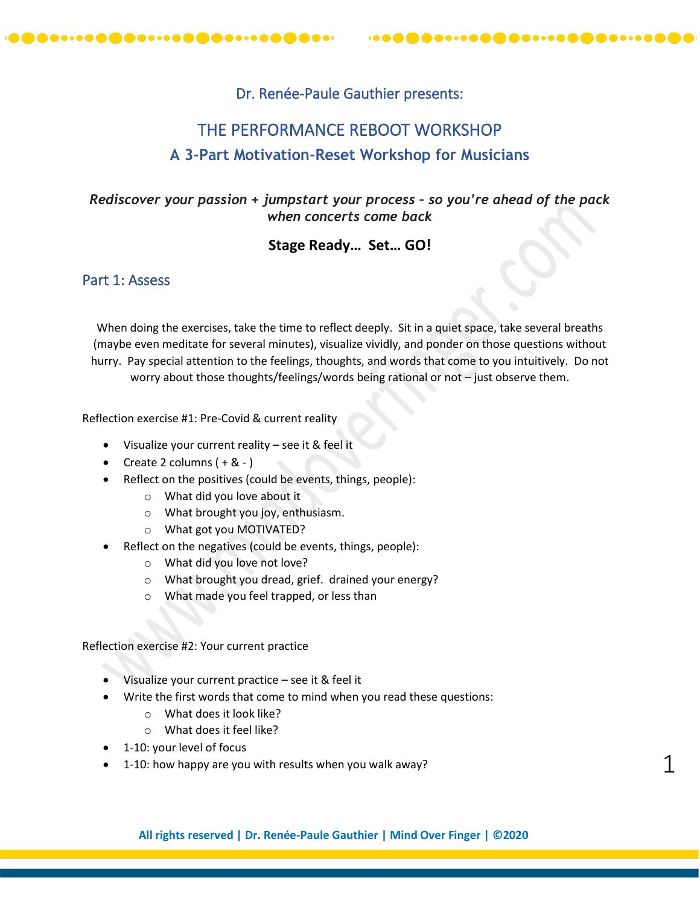Dr. Renée-Paule Gauthier presents:

# THE PERFORMANCE REBOOT WORKSHOP

## A 3-Part Motivation-Reset Workshop for Musicians

*Rediscover your passion + jumpstart your process – so you're ahead of the pack when concerts come back*

**Stage Ready… Set… GO!**

## Part 1: Assess

When doing the exercises, take the time to reflect deeply. Sit in a quiet space, take several breaths (maybe even meditate for several minutes), visualize vividly, and ponder on those questions without hurry. Pay special attention to the feelings, thoughts, and words that come to you intuitively. Do not worry about those thoughts/feelings/words being rational or not – just observe them.

Reflection exercise #1: Pre-Covid & current reality

- Visualize your current reality – see it & feel it
- Create 2 columns ( + & - )
- Reflect on the positives (could be events, things, people):
  - What did you love about it
  - What brought you joy, enthusiasm.
  - What got you MOTIVATED?
- Reflect on the negatives (could be events, things, people):
  - What did you love not love?
  - What brought you dread, grief. drained your energy?
  - What made you feel trapped, or less than

Reflection exercise #2: Your current practice

- Visualize your current practice – see it & feel it
- Write the first words that come to mind when you read these questions:
  - What does it look like?
  - What does it feel like?
- 1-10: your level of focus
- 1-10: how happy are you with results when you walk away?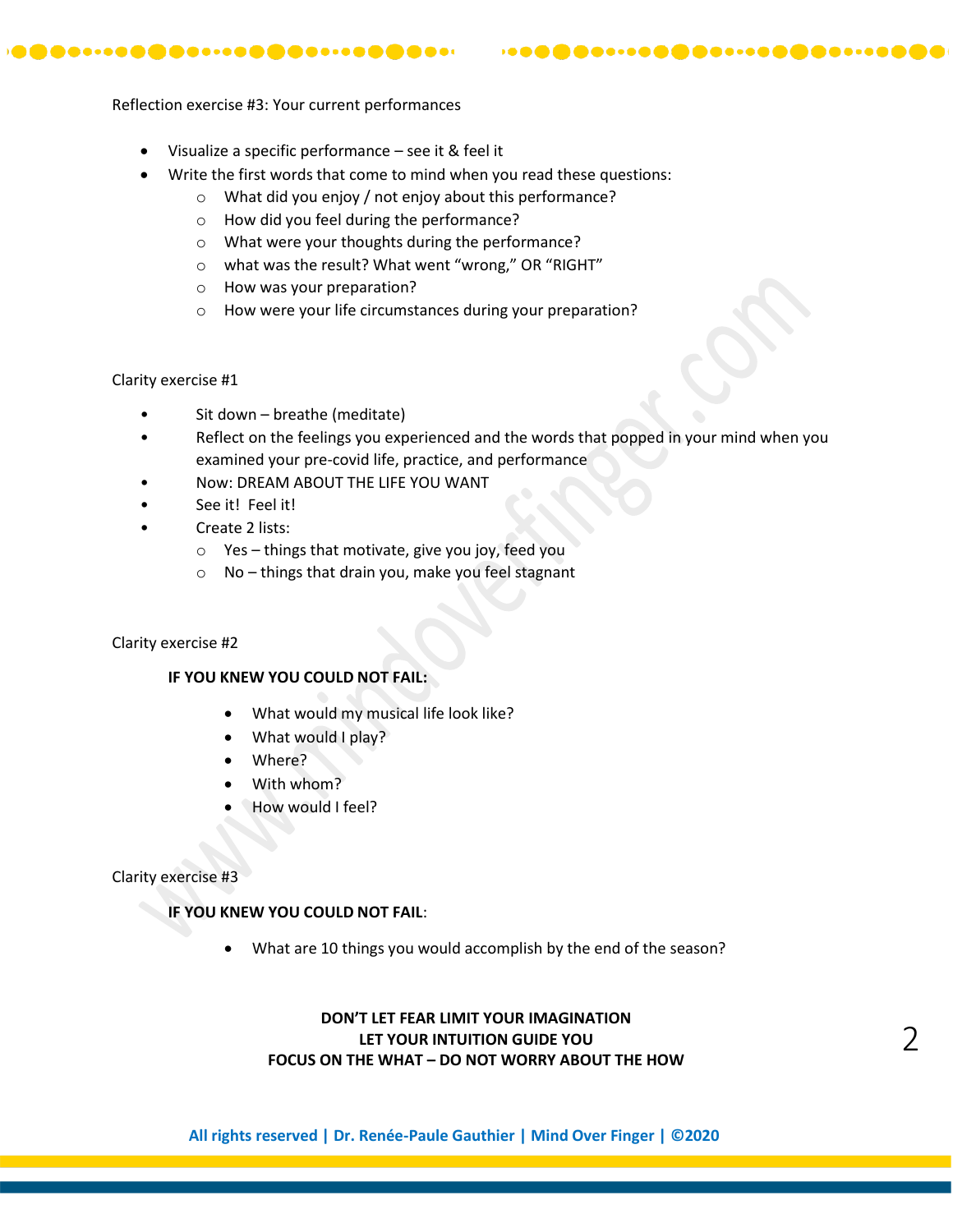Reflection exercise #3: Your current performances

- Visualize a specific performance – see it & feel it
- Write the first words that come to mind when you read these questions:
  - What did you enjoy / not enjoy about this performance?
  - How did you feel during the performance?
  - What were your thoughts during the performance?
  - what was the result? What went “wrong,” OR “RIGHT”
  - How was your preparation?
  - How were your life circumstances during your preparation?

Clarity exercise #1

- Sit down – breathe (meditate)
- Reflect on the feelings you experienced and the words that popped in your mind when you examined your pre-covid life, practice, and performance
- Now: DREAM ABOUT THE LIFE YOU WANT
- See it! Feel it!
- Create 2 lists:
  - Yes – things that motivate, give you joy, feed you
  - No – things that drain you, make you feel stagnant

Clarity exercise #2

**IF YOU KNEW YOU COULD NOT FAIL:**

- What would my musical life look like?
- What would I play?
- Where?
- With whom?
- How would I feel?

Clarity exercise #3

**IF YOU KNEW YOU COULD NOT FAIL**:

- What are 10 things you would accomplish by the end of the season?

**DON’T LET FEAR LIMIT YOUR IMAGINATION**
**LET YOUR INTUITION GUIDE YOU**
**FOCUS ON THE WHAT – DO NOT WORRY ABOUT THE HOW**

**All rights reserved | Dr. Renée-Paule Gauthier | Mind Over Finger | ©2020**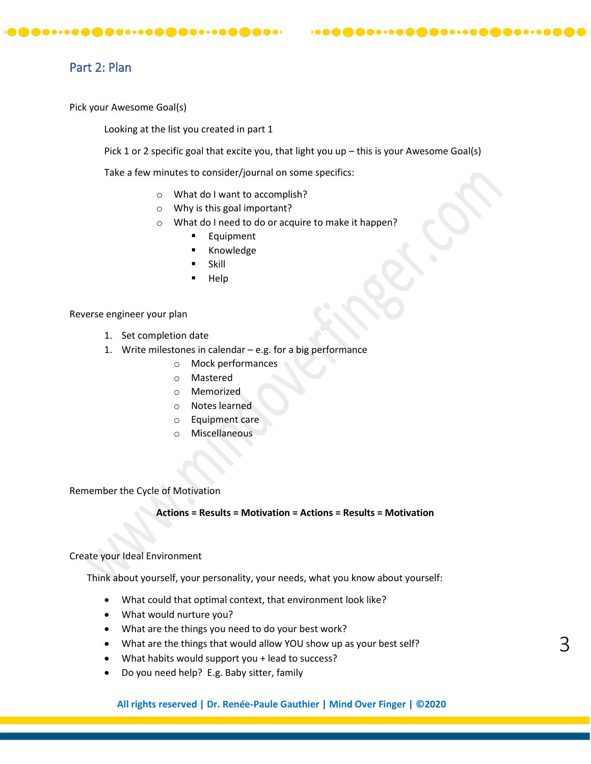## Part 2: Plan

Pick your Awesome Goal(s)

Looking at the list you created in part 1

Pick 1 or 2 specific goal that excite you, that light you up – this is your Awesome Goal(s)

Take a few minutes to consider/journal on some specifics:

- What do I want to accomplish?
- Why is this goal important?
- What do I need to do or acquire to make it happen?
  - Equipment
  - Knowledge
  - Skill
  - Help

Reverse engineer your plan

1. Set completion date
1. Write milestones in calendar – e.g. for a big performance
   - Mock performances
   - Mastered
   - Memorized
   - Notes learned
   - Equipment care
   - Miscellaneous

Remember the Cycle of Motivation

**Actions = Results = Motivation = Actions = Results = Motivation**

Create your Ideal Environment

Think about yourself, your personality, your needs, what you know about yourself:

- What could that optimal context, that environment look like?
- What would nurture you?
- What are the things you need to do your best work?
- What are the things that would allow YOU show up as your best self?
- What habits would support you + lead to success?
- Do you need help? E.g. Baby sitter, family

**All rights reserved | Dr. Renée-Paule Gauthier | Mind Over Finger | ©2020**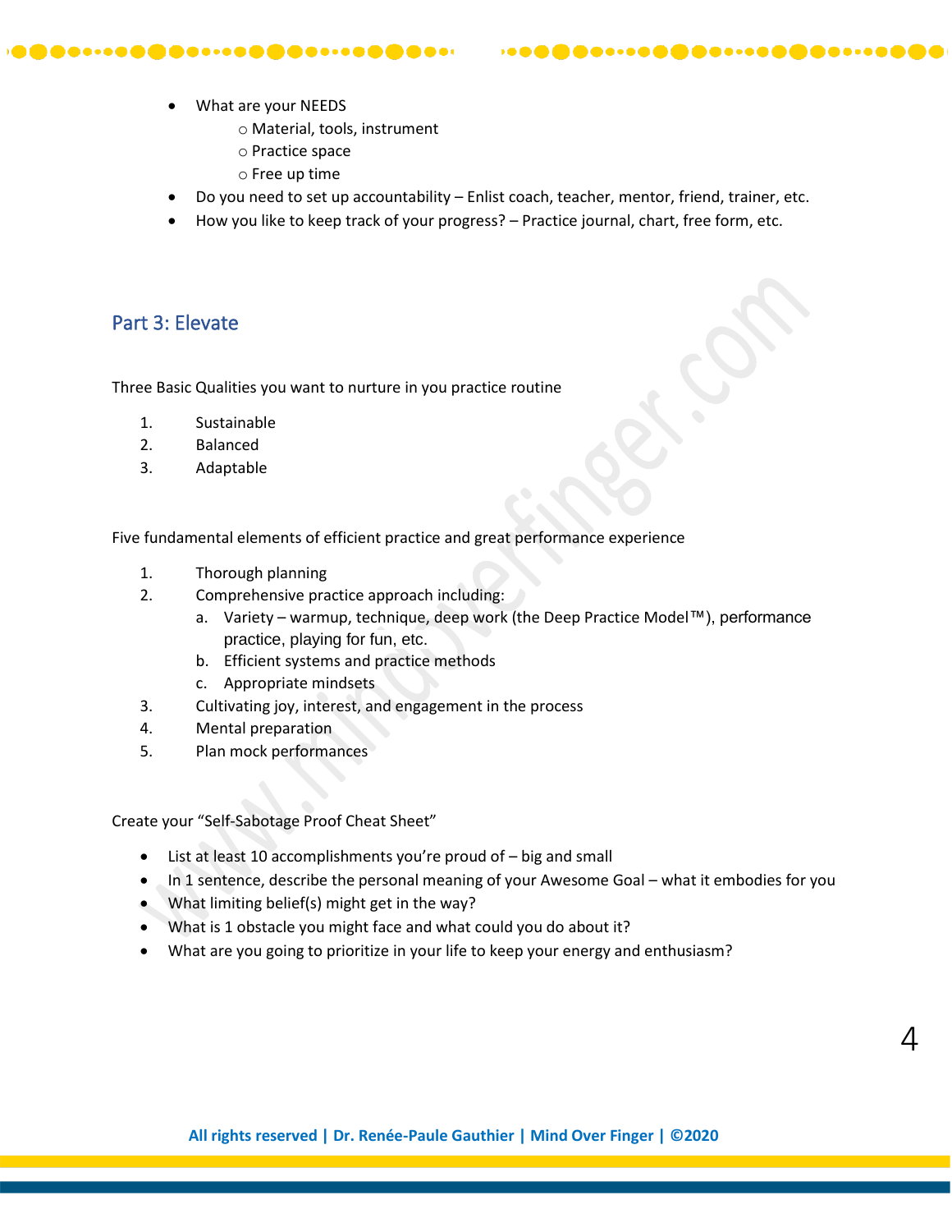- What are your NEEDS
  - Material, tools, instrument
  - Practice space
  - Free up time
- Do you need to set up accountability – Enlist coach, teacher, mentor, friend, trainer, etc.
- How you like to keep track of your progress? – Practice journal, chart, free form, etc.

## Part 3: Elevate

Three Basic Qualities you want to nurture in you practice routine

1. Sustainable
2. Balanced
3. Adaptable

Five fundamental elements of efficient practice and great performance experience

1. Thorough planning
2. Comprehensive practice approach including:
   a. Variety – warmup, technique, deep work (the Deep Practice Model™), performance practice, playing for fun, etc.
   b. Efficient systems and practice methods
   c. Appropriate mindsets
3. Cultivating joy, interest, and engagement in the process
4. Mental preparation
5. Plan mock performances

Create your "Self-Sabotage Proof Cheat Sheet"

- List at least 10 accomplishments you're proud of – big and small
- In 1 sentence, describe the personal meaning of your Awesome Goal – what it embodies for you
- What limiting belief(s) might get in the way?
- What is 1 obstacle you might face and what could you do about it?
- What are you going to prioritize in your life to keep your energy and enthusiasm?